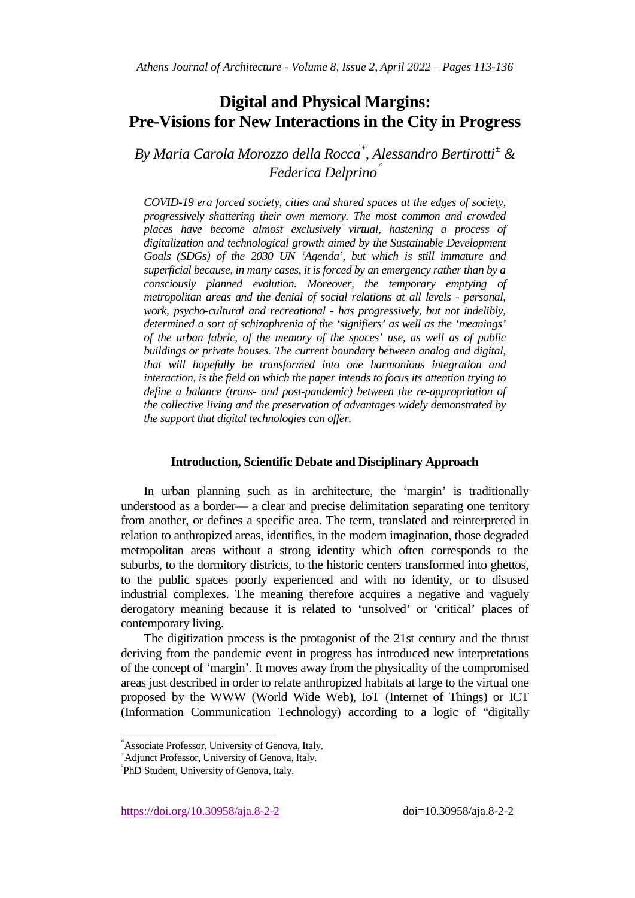# Digital and Physical Margins: Pre-Visions for New Interactions in the City in Progress

*By Maria Carola Morozzo della Rocca[*], Alessandro Bertirotti[±] & Federica Delprino[°]*

*COVID-19 era forced society, cities and shared spaces at the edges of society, progressively shattering their own memory. The most common and crowded places have become almost exclusively virtual, hastening a process of digitalization and technological growth aimed by the Sustainable Development Goals (SDGs) of the 2030 UN 'Agenda', but which is still immature and superficial because, in many cases, it is forced by an emergency rather than by a consciously planned evolution. Moreover, the temporary emptying of metropolitan areas and the denial of social relations at all levels - personal, work, psycho-cultural and recreational - has progressively, but not indelibly, determined a sort of schizophrenia of the 'signifiers' as well as the 'meanings' of the urban fabric, of the memory of the spaces' use, as well as of public buildings or private houses. The current boundary between analog and digital, that will hopefully be transformed into one harmonious integration and interaction, is the field on which the paper intends to focus its attention trying to define a balance (trans- and post-pandemic) between the re-appropriation of the collective living and the preservation of advantages widely demonstrated by the support that digital technologies can offer.*

## Introduction, Scientific Debate and Disciplinary Approach

In urban planning such as in architecture, the 'margin' is traditionally understood as a border— a clear and precise delimitation separating one territory from another, or defines a specific area. The term, translated and reinterpreted in relation to anthropized areas, identifies, in the modern imagination, those degraded metropolitan areas without a strong identity which often corresponds to the suburbs, to the dormitory districts, to the historic centers transformed into ghettos, to the public spaces poorly experienced and with no identity, or to disused industrial complexes. The meaning therefore acquires a negative and vaguely derogatory meaning because it is related to 'unsolved' or 'critical' places of contemporary living.

The digitization process is the protagonist of the 21st century and the thrust deriving from the pandemic event in progress has introduced new interpretations of the concept of 'margin'. It moves away from the physicality of the compromised areas just described in order to relate anthropized habitats at large to the virtual one proposed by the WWW (World Wide Web), IoT (Internet of Things) or ICT (Information Communication Technology) according to a logic of "digitally

---

[*] Associate Professor, University of Genova, Italy.

[±] Adjunct Professor, University of Genova, Italy.

[°] PhD Student, University of Genova, Italy.

https://doi.org/10.30958/aja.8-2-2 doi=10.30958/aja.8-2-2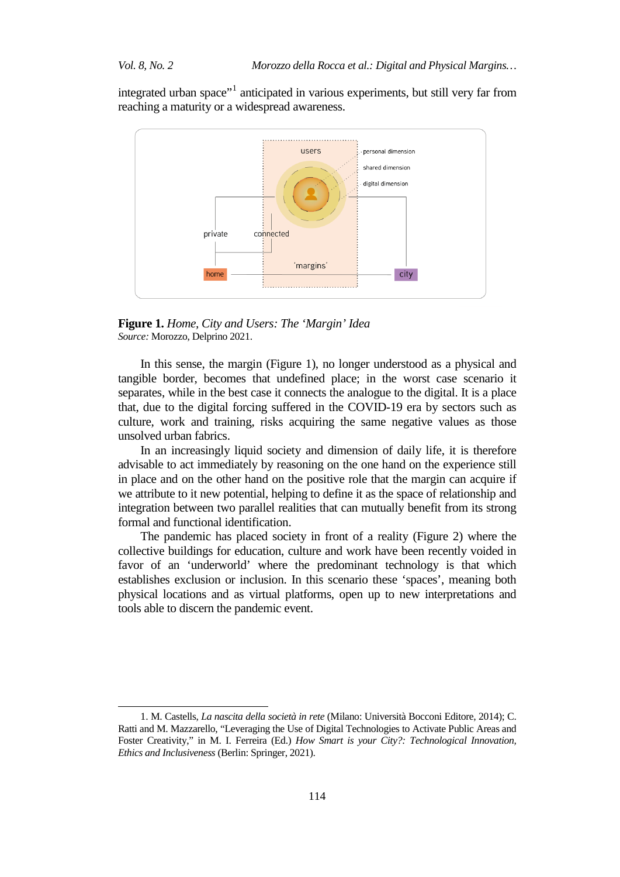integrated urban space"[1] anticipated in various experiments, but still very far from reaching a maturity or a widespread awareness.

users

personal dimension

shared dimension

digital dimension

private

connected

'margins'

home

city

**Figure 1.** *Home, City and Users: The 'Margin' Idea*
*Source:* Morozzo, Delprino 2021.

In this sense, the margin (Figure 1), no longer understood as a physical and tangible border, becomes that undefined place; in the worst case scenario it separates, while in the best case it connects the analogue to the digital. It is a place that, due to the digital forcing suffered in the COVID-19 era by sectors such as culture, work and training, risks acquiring the same negative values as those unsolved urban fabrics.

In an increasingly liquid society and dimension of daily life, it is therefore advisable to act immediately by reasoning on the one hand on the experience still in place and on the other hand on the positive role that the margin can acquire if we attribute to it new potential, helping to define it as the space of relationship and integration between two parallel realities that can mutually benefit from its strong formal and functional identification.

The pandemic has placed society in front of a reality (Figure 2) where the collective buildings for education, culture and work have been recently voided in favor of an 'underworld' where the predominant technology is that which establishes exclusion or inclusion. In this scenario these 'spaces', meaning both physical locations and as virtual platforms, open up to new interpretations and tools able to discern the pandemic event.

---

1. M. Castells, *La nascita della società in rete* (Milano: Università Bocconi Editore, 2014); C. Ratti and M. Mazzarello, "Leveraging the Use of Digital Technologies to Activate Public Areas and Foster Creativity," in M. I. Ferreira (Ed.) *How Smart is your City?: Technological Innovation, Ethics and Inclusiveness* (Berlin: Springer, 2021).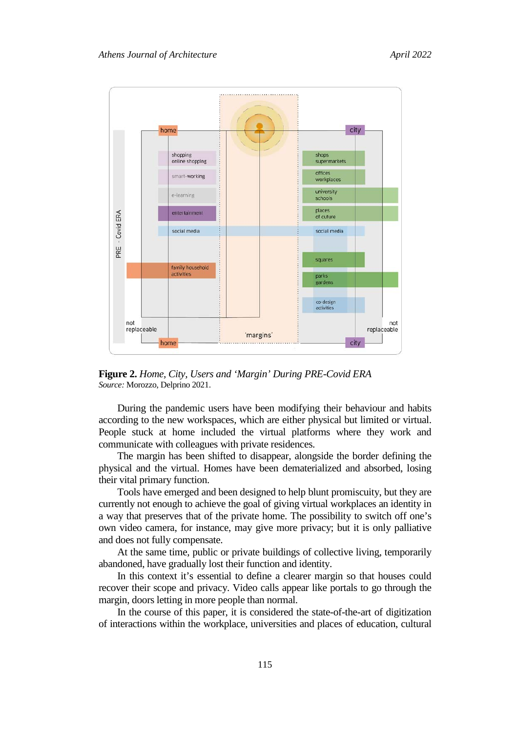**Figure 2.** *Home, City, Users and 'Margin' During PRE-Covid ERA*
*Source:* Morozzo, Delprino 2021.

During the pandemic users have been modifying their behaviour and habits according to the new workspaces, which are either physical but limited or virtual. People stuck at home included the virtual platforms where they work and communicate with colleagues with private residences.

The margin has been shifted to disappear, alongside the border defining the physical and the virtual. Homes have been dematerialized and absorbed, losing their vital primary function.

Tools have emerged and been designed to help blunt promiscuity, but they are currently not enough to achieve the goal of giving virtual workplaces an identity in a way that preserves that of the private home. The possibility to switch off one's own video camera, for instance, may give more privacy; but it is only palliative and does not fully compensate.

At the same time, public or private buildings of collective living, temporarily abandoned, have gradually lost their function and identity.

In this context it's essential to define a clearer margin so that houses could recover their scope and privacy. Video calls appear like portals to go through the margin, doors letting in more people than normal.

In the course of this paper, it is considered the state-of-the-art of digitization of interactions within the workplace, universities and places of education, cultural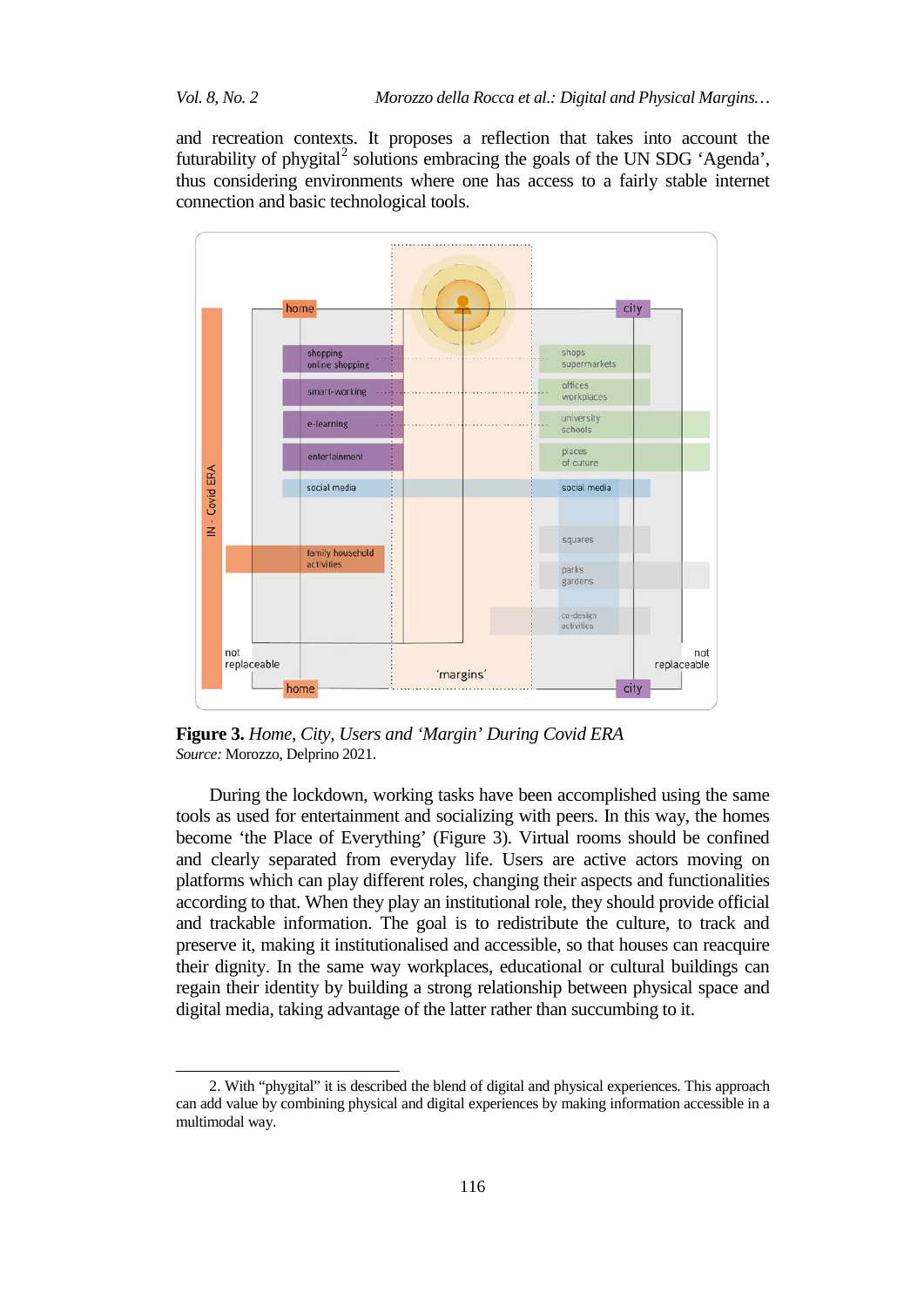and recreation contexts. It proposes a reflection that takes into account the futurability of phygital[2] solutions embracing the goals of the UN SDG 'Agenda', thus considering environments where one has access to a fairly stable internet connection and basic technological tools.

home

city

IN - Covid ERA

shopping
online shopping

smart-working

e-learning

entertainment

social media

family household
activities

shops
supermarkets

offices
workplaces

university
schools

places
of cuture

social media

squares

parks
gardens

co-design
activities

not
replaceable

'margins'

not
replaceable

home

city

**Figure 3.** *Home, City, Users and 'Margin' During Covid ERA*
*Source:* Morozzo, Delprino 2021.

During the lockdown, working tasks have been accomplished using the same tools as used for entertainment and socializing with peers. In this way, the homes become 'the Place of Everything' (Figure 3). Virtual rooms should be confined and clearly separated from everyday life. Users are active actors moving on platforms which can play different roles, changing their aspects and functionalities according to that. When they play an institutional role, they should provide official and trackable information. The goal is to redistribute the culture, to track and preserve it, making it institutionalised and accessible, so that houses can reacquire their dignity. In the same way workplaces, educational or cultural buildings can regain their identity by building a strong relationship between physical space and digital media, taking advantage of the latter rather than succumbing to it.

2. With "phygital" it is described the blend of digital and physical experiences. This approach can add value by combining physical and digital experiences by making information accessible in a multimodal way.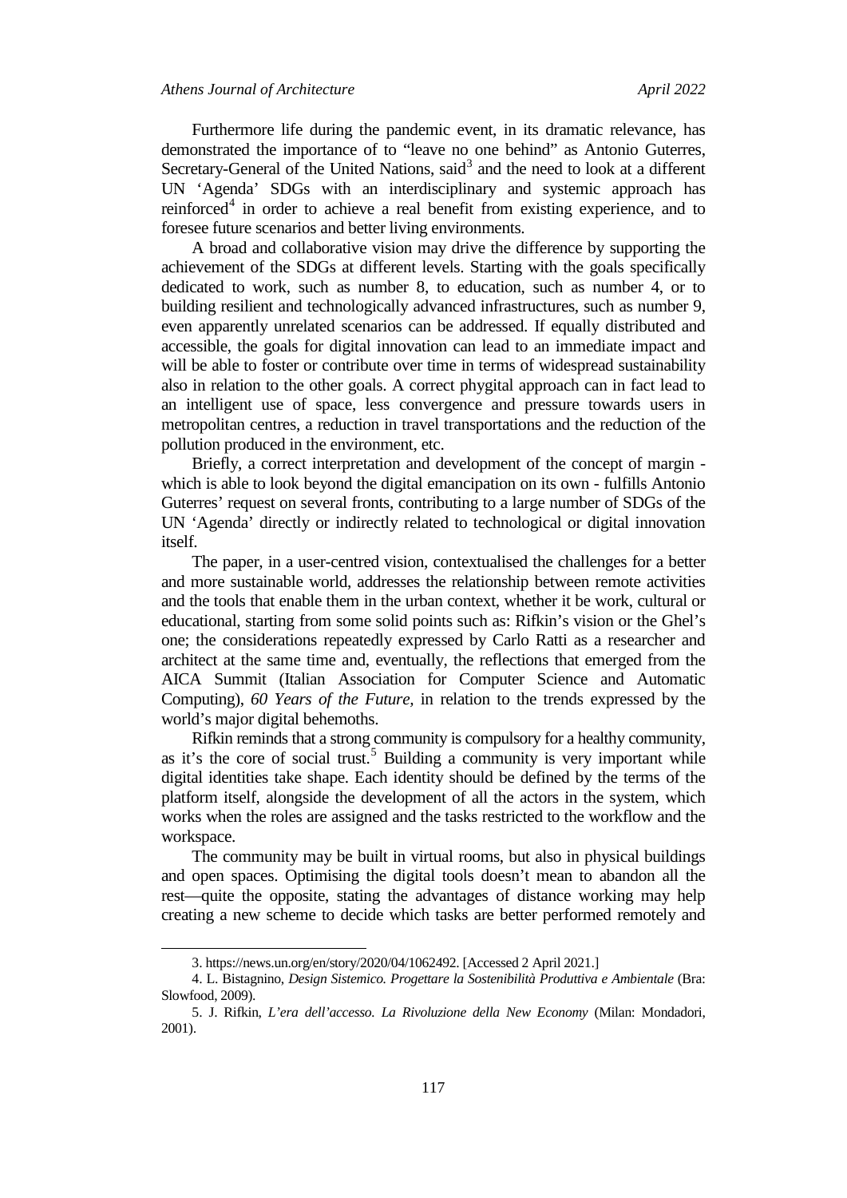Furthermore life during the pandemic event, in its dramatic relevance, has demonstrated the importance of to "leave no one behind" as Antonio Guterres, Secretary-General of the United Nations, said[3] and the need to look at a different UN 'Agenda' SDGs with an interdisciplinary and systemic approach has reinforced[4] in order to achieve a real benefit from existing experience, and to foresee future scenarios and better living environments.

A broad and collaborative vision may drive the difference by supporting the achievement of the SDGs at different levels. Starting with the goals specifically dedicated to work, such as number 8, to education, such as number 4, or to building resilient and technologically advanced infrastructures, such as number 9, even apparently unrelated scenarios can be addressed. If equally distributed and accessible, the goals for digital innovation can lead to an immediate impact and will be able to foster or contribute over time in terms of widespread sustainability also in relation to the other goals. A correct phygital approach can in fact lead to an intelligent use of space, less convergence and pressure towards users in metropolitan centres, a reduction in travel transportations and the reduction of the pollution produced in the environment, etc.

Briefly, a correct interpretation and development of the concept of margin - which is able to look beyond the digital emancipation on its own - fulfills Antonio Guterres' request on several fronts, contributing to a large number of SDGs of the UN 'Agenda' directly or indirectly related to technological or digital innovation itself.

The paper, in a user-centred vision, contextualised the challenges for a better and more sustainable world, addresses the relationship between remote activities and the tools that enable them in the urban context, whether it be work, cultural or educational, starting from some solid points such as: Rifkin's vision or the Ghel's one; the considerations repeatedly expressed by Carlo Ratti as a researcher and architect at the same time and, eventually, the reflections that emerged from the AICA Summit (Italian Association for Computer Science and Automatic Computing), *60 Years of the Future*, in relation to the trends expressed by the world's major digital behemoths.

Rifkin reminds that a strong community is compulsory for a healthy community, as it's the core of social trust.[5] Building a community is very important while digital identities take shape. Each identity should be defined by the terms of the platform itself, alongside the development of all the actors in the system, which works when the roles are assigned and the tasks restricted to the workflow and the workspace.

The community may be built in virtual rooms, but also in physical buildings and open spaces. Optimising the digital tools doesn't mean to abandon all the rest—quite the opposite, stating the advantages of distance working may help creating a new scheme to decide which tasks are better performed remotely and

---

3. https://news.un.org/en/story/2020/04/1062492. [Accessed 2 April 2021.]

4. L. Bistagnino, *Design Sistemico. Progettare la Sostenibilità Produttiva e Ambientale* (Bra: Slowfood, 2009).

5. J. Rifkin, *L'era dell'accesso. La Rivoluzione della New Economy* (Milan: Mondadori, 2001).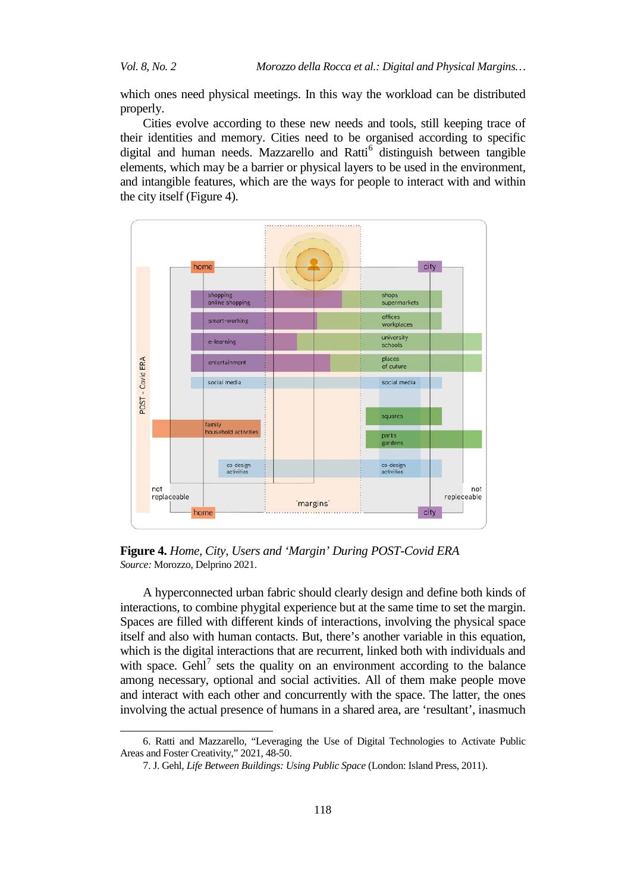which ones need physical meetings. In this way the workload can be distributed properly.

Cities evolve according to these new needs and tools, still keeping trace of their identities and memory. Cities need to be organised according to specific digital and human needs. Mazzarello and Ratti[6] distinguish between tangible elements, which may be a barrier or physical layers to be used in the environment, and intangible features, which are the ways for people to interact with and within the city itself (Figure 4).

home
city
shopping
online shopping
shops
supermarkets
smart-working
offices
workplaces
e-learning
university
schools
entertainment
places
of cuture
social media
social media
POST - Covid ERA
squares
family
household activities
parks
gardens
co-design
activities
co-design
activities
not
replaceable
not
repleceable
'margins'
home
city

**Figure 4.** *Home, City, Users and 'Margin' During POST-Covid ERA*
*Source:* Morozzo, Delprino 2021.

A hyperconnected urban fabric should clearly design and define both kinds of interactions, to combine phygital experience but at the same time to set the margin. Spaces are filled with different kinds of interactions, involving the physical space itself and also with human contacts. But, there's another variable in this equation, which is the digital interactions that are recurrent, linked both with individuals and with space. Gehl[7] sets the quality on an environment according to the balance among necessary, optional and social activities. All of them make people move and interact with each other and concurrently with the space. The latter, the ones involving the actual presence of humans in a shared area, are 'resultant', inasmuch

6. Ratti and Mazzarello, "Leveraging the Use of Digital Technologies to Activate Public Areas and Foster Creativity," 2021, 48-50.

7. J. Gehl, *Life Between Buildings: Using Public Space* (London: Island Press, 2011).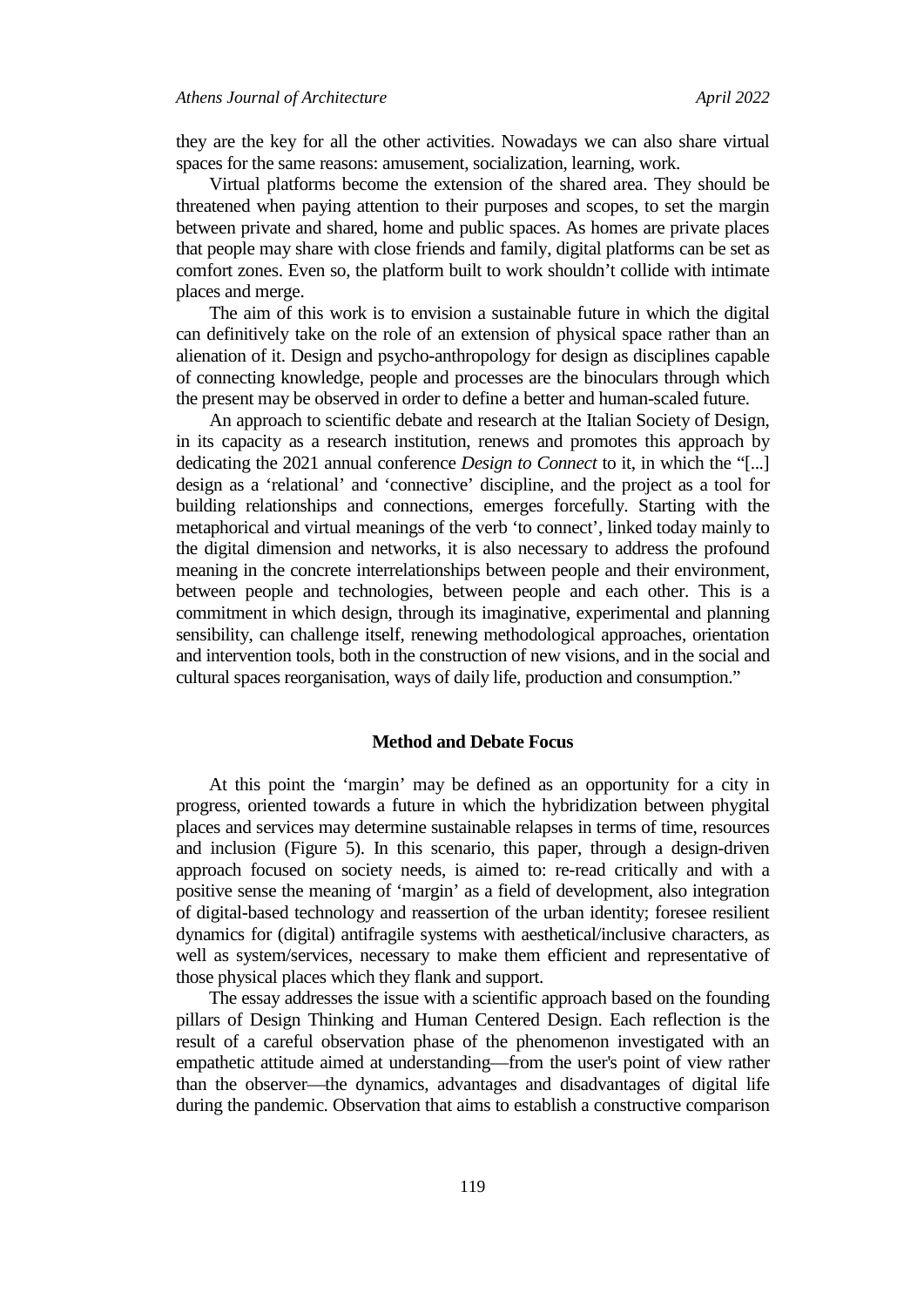they are the key for all the other activities. Nowadays we can also share virtual spaces for the same reasons: amusement, socialization, learning, work.

Virtual platforms become the extension of the shared area. They should be threatened when paying attention to their purposes and scopes, to set the margin between private and shared, home and public spaces. As homes are private places that people may share with close friends and family, digital platforms can be set as comfort zones. Even so, the platform built to work shouldn't collide with intimate places and merge.

The aim of this work is to envision a sustainable future in which the digital can definitively take on the role of an extension of physical space rather than an alienation of it. Design and psycho-anthropology for design as disciplines capable of connecting knowledge, people and processes are the binoculars through which the present may be observed in order to define a better and human-scaled future.

An approach to scientific debate and research at the Italian Society of Design, in its capacity as a research institution, renews and promotes this approach by dedicating the 2021 annual conference *Design to Connect* to it, in which the "[...] design as a 'relational' and 'connective' discipline, and the project as a tool for building relationships and connections, emerges forcefully. Starting with the metaphorical and virtual meanings of the verb 'to connect', linked today mainly to the digital dimension and networks, it is also necessary to address the profound meaning in the concrete interrelationships between people and their environment, between people and technologies, between people and each other. This is a commitment in which design, through its imaginative, experimental and planning sensibility, can challenge itself, renewing methodological approaches, orientation and intervention tools, both in the construction of new visions, and in the social and cultural spaces reorganisation, ways of daily life, production and consumption."

## Method and Debate Focus

At this point the 'margin' may be defined as an opportunity for a city in progress, oriented towards a future in which the hybridization between phygital places and services may determine sustainable relapses in terms of time, resources and inclusion (Figure 5). In this scenario, this paper, through a design-driven approach focused on society needs, is aimed to: re-read critically and with a positive sense the meaning of 'margin' as a field of development, also integration of digital-based technology and reassertion of the urban identity; foresee resilient dynamics for (digital) antifragile systems with aesthetical/inclusive characters, as well as system/services, necessary to make them efficient and representative of those physical places which they flank and support.

The essay addresses the issue with a scientific approach based on the founding pillars of Design Thinking and Human Centered Design. Each reflection is the result of a careful observation phase of the phenomenon investigated with an empathetic attitude aimed at understanding—from the user's point of view rather than the observer—the dynamics, advantages and disadvantages of digital life during the pandemic. Observation that aims to establish a constructive comparison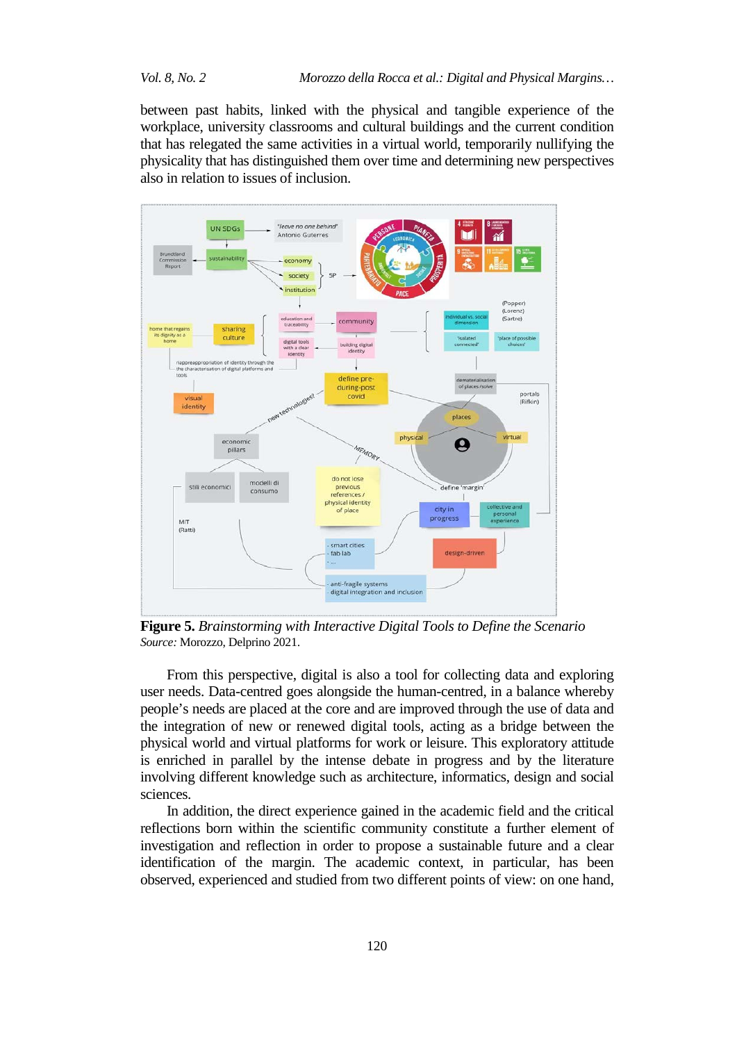between past habits, linked with the physical and tangible experience of the workplace, university classrooms and cultural buildings and the current condition that has relegated the same activities in a virtual world, temporarily nullifying the physicality that has distinguished them over time and determining new perspectives also in relation to issues of inclusion.

**Figure 5.** *Brainstorming with Interactive Digital Tools to Define the Scenario*
*Source:* Morozzo, Delprino 2021.

From this perspective, digital is also a tool for collecting data and exploring user needs. Data-centred goes alongside the human-centred, in a balance whereby people's needs are placed at the core and are improved through the use of data and the integration of new or renewed digital tools, acting as a bridge between the physical world and virtual platforms for work or leisure. This exploratory attitude is enriched in parallel by the intense debate in progress and by the literature involving different knowledge such as architecture, informatics, design and social sciences.

In addition, the direct experience gained in the academic field and the critical reflections born within the scientific community constitute a further element of investigation and reflection in order to propose a sustainable future and a clear identification of the margin. The academic context, in particular, has been observed, experienced and studied from two different points of view: on one hand,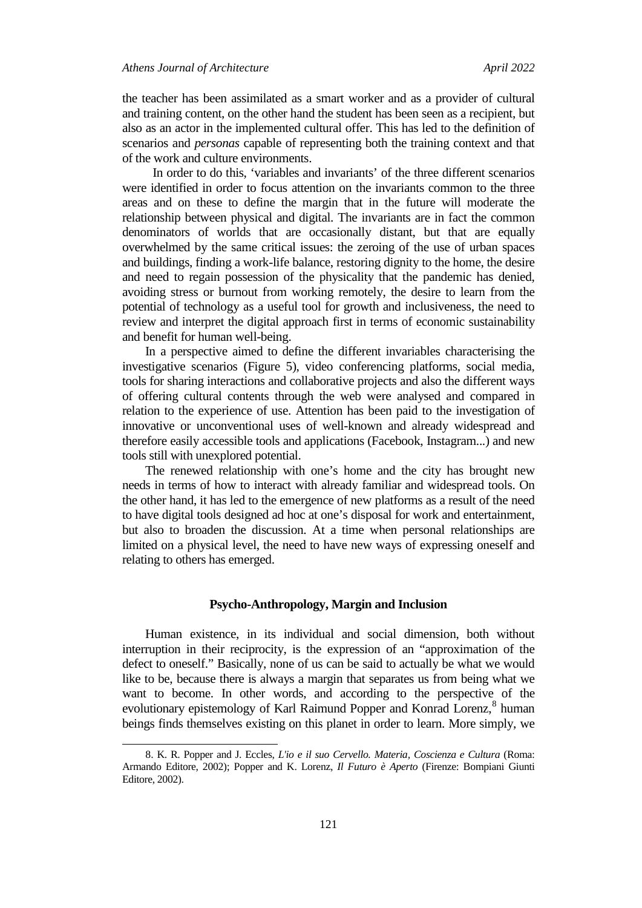the teacher has been assimilated as a smart worker and as a provider of cultural and training content, on the other hand the student has been seen as a recipient, but also as an actor in the implemented cultural offer. This has led to the definition of scenarios and *personas* capable of representing both the training context and that of the work and culture environments.

In order to do this, 'variables and invariants' of the three different scenarios were identified in order to focus attention on the invariants common to the three areas and on these to define the margin that in the future will moderate the relationship between physical and digital. The invariants are in fact the common denominators of worlds that are occasionally distant, but that are equally overwhelmed by the same critical issues: the zeroing of the use of urban spaces and buildings, finding a work-life balance, restoring dignity to the home, the desire and need to regain possession of the physicality that the pandemic has denied, avoiding stress or burnout from working remotely, the desire to learn from the potential of technology as a useful tool for growth and inclusiveness, the need to review and interpret the digital approach first in terms of economic sustainability and benefit for human well-being.

In a perspective aimed to define the different invariables characterising the investigative scenarios (Figure 5), video conferencing platforms, social media, tools for sharing interactions and collaborative projects and also the different ways of offering cultural contents through the web were analysed and compared in relation to the experience of use. Attention has been paid to the investigation of innovative or unconventional uses of well-known and already widespread and therefore easily accessible tools and applications (Facebook, Instagram...) and new tools still with unexplored potential.

The renewed relationship with one's home and the city has brought new needs in terms of how to interact with already familiar and widespread tools. On the other hand, it has led to the emergence of new platforms as a result of the need to have digital tools designed ad hoc at one's disposal for work and entertainment, but also to broaden the discussion. At a time when personal relationships are limited on a physical level, the need to have new ways of expressing oneself and relating to others has emerged.

## Psycho-Anthropology, Margin and Inclusion

Human existence, in its individual and social dimension, both without interruption in their reciprocity, is the expression of an "approximation of the defect to oneself." Basically, none of us can be said to actually be what we would like to be, because there is always a margin that separates us from being what we want to become. In other words, and according to the perspective of the evolutionary epistemology of Karl Raimund Popper and Konrad Lorenz,[8] human beings finds themselves existing on this planet in order to learn. More simply, we

8. K. R. Popper and J. Eccles, *L'io e il suo Cervello. Materia, Coscienza e Cultura* (Roma: Armando Editore, 2002); Popper and K. Lorenz, *Il Futuro è Aperto* (Firenze: Bompiani Giunti Editore, 2002).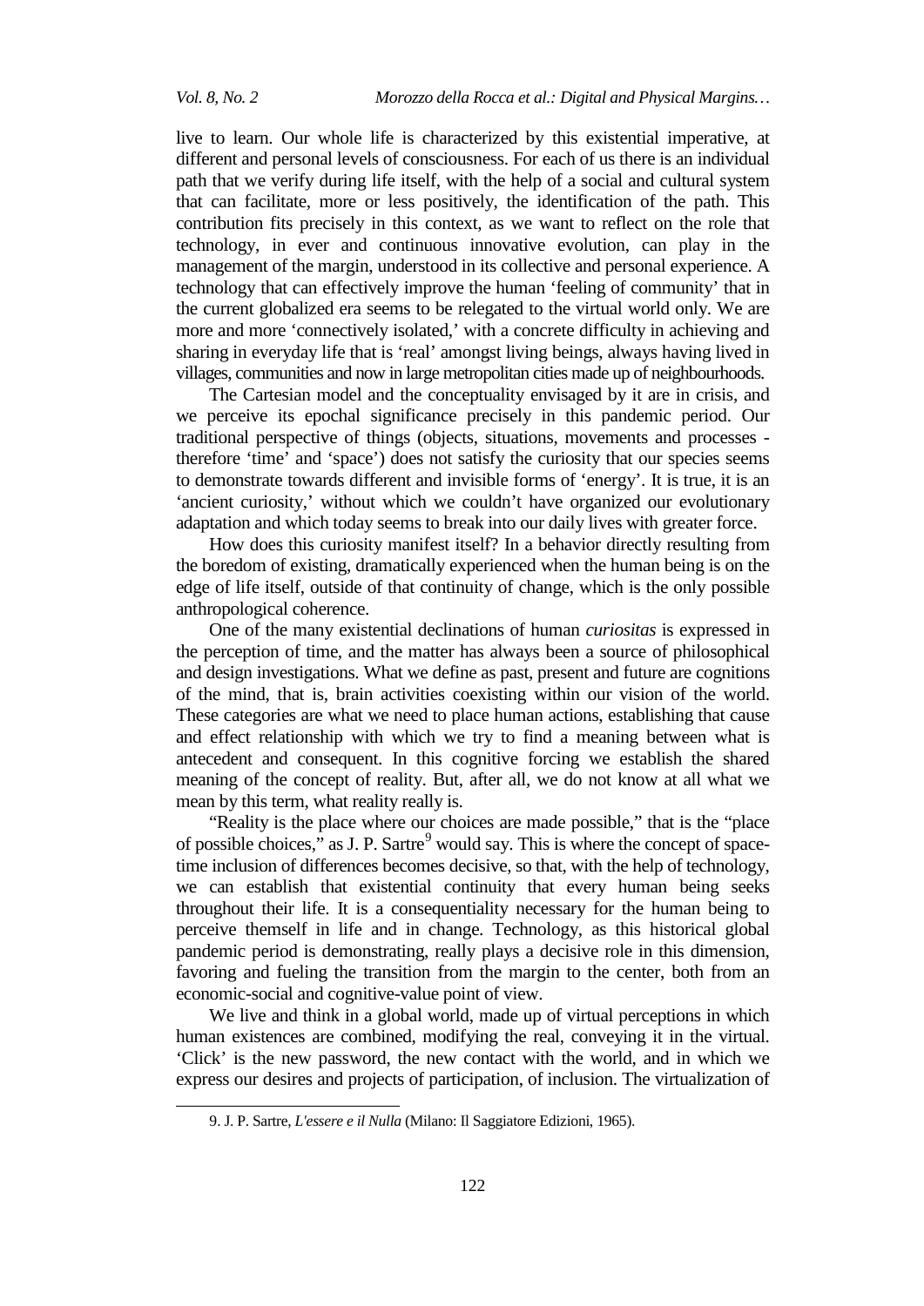live to learn. Our whole life is characterized by this existential imperative, at different and personal levels of consciousness. For each of us there is an individual path that we verify during life itself, with the help of a social and cultural system that can facilitate, more or less positively, the identification of the path. This contribution fits precisely in this context, as we want to reflect on the role that technology, in ever and continuous innovative evolution, can play in the management of the margin, understood in its collective and personal experience. A technology that can effectively improve the human 'feeling of community' that in the current globalized era seems to be relegated to the virtual world only. We are more and more 'connectively isolated,' with a concrete difficulty in achieving and sharing in everyday life that is 'real' amongst living beings, always having lived in villages, communities and now in large metropolitan cities made up of neighbourhoods.

The Cartesian model and the conceptuality envisaged by it are in crisis, and we perceive its epochal significance precisely in this pandemic period. Our traditional perspective of things (objects, situations, movements and processes - therefore 'time' and 'space') does not satisfy the curiosity that our species seems to demonstrate towards different and invisible forms of 'energy'. It is true, it is an 'ancient curiosity,' without which we couldn't have organized our evolutionary adaptation and which today seems to break into our daily lives with greater force.

How does this curiosity manifest itself? In a behavior directly resulting from the boredom of existing, dramatically experienced when the human being is on the edge of life itself, outside of that continuity of change, which is the only possible anthropological coherence.

One of the many existential declinations of human *curiositas* is expressed in the perception of time, and the matter has always been a source of philosophical and design investigations. What we define as past, present and future are cognitions of the mind, that is, brain activities coexisting within our vision of the world. These categories are what we need to place human actions, establishing that cause and effect relationship with which we try to find a meaning between what is antecedent and consequent. In this cognitive forcing we establish the shared meaning of the concept of reality. But, after all, we do not know at all what we mean by this term, what reality really is.

"Reality is the place where our choices are made possible," that is the "place of possible choices," as J. P. Sartre[9] would say. This is where the concept of space-time inclusion of differences becomes decisive, so that, with the help of technology, we can establish that existential continuity that every human being seeks throughout their life. It is a consequentiality necessary for the human being to perceive themself in life and in change. Technology, as this historical global pandemic period is demonstrating, really plays a decisive role in this dimension, favoring and fueling the transition from the margin to the center, both from an economic-social and cognitive-value point of view.

We live and think in a global world, made up of virtual perceptions in which human existences are combined, modifying the real, conveying it in the virtual. 'Click' is the new password, the new contact with the world, and in which we express our desires and projects of participation, of inclusion. The virtualization of

9. J. P. Sartre, *L'essere e il Nulla* (Milano: Il Saggiatore Edizioni, 1965).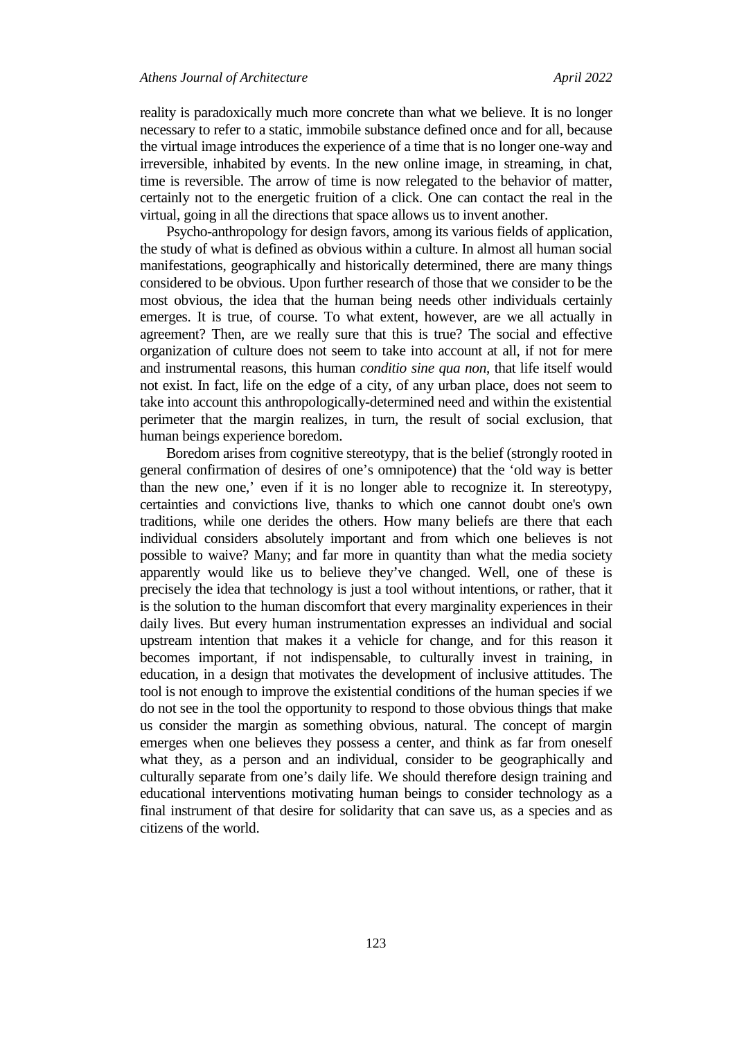reality is paradoxically much more concrete than what we believe. It is no longer necessary to refer to a static, immobile substance defined once and for all, because the virtual image introduces the experience of a time that is no longer one-way and irreversible, inhabited by events. In the new online image, in streaming, in chat, time is reversible. The arrow of time is now relegated to the behavior of matter, certainly not to the energetic fruition of a click. One can contact the real in the virtual, going in all the directions that space allows us to invent another.

Psycho-anthropology for design favors, among its various fields of application, the study of what is defined as obvious within a culture. In almost all human social manifestations, geographically and historically determined, there are many things considered to be obvious. Upon further research of those that we consider to be the most obvious, the idea that the human being needs other individuals certainly emerges. It is true, of course. To what extent, however, are we all actually in agreement? Then, are we really sure that this is true? The social and effective organization of culture does not seem to take into account at all, if not for mere and instrumental reasons, this human *conditio sine qua non*, that life itself would not exist. In fact, life on the edge of a city, of any urban place, does not seem to take into account this anthropologically-determined need and within the existential perimeter that the margin realizes, in turn, the result of social exclusion, that human beings experience boredom.

Boredom arises from cognitive stereotypy, that is the belief (strongly rooted in general confirmation of desires of one's omnipotence) that the 'old way is better than the new one,' even if it is no longer able to recognize it. In stereotypy, certainties and convictions live, thanks to which one cannot doubt one's own traditions, while one derides the others. How many beliefs are there that each individual considers absolutely important and from which one believes is not possible to waive? Many; and far more in quantity than what the media society apparently would like us to believe they've changed. Well, one of these is precisely the idea that technology is just a tool without intentions, or rather, that it is the solution to the human discomfort that every marginality experiences in their daily lives. But every human instrumentation expresses an individual and social upstream intention that makes it a vehicle for change, and for this reason it becomes important, if not indispensable, to culturally invest in training, in education, in a design that motivates the development of inclusive attitudes. The tool is not enough to improve the existential conditions of the human species if we do not see in the tool the opportunity to respond to those obvious things that make us consider the margin as something obvious, natural. The concept of margin emerges when one believes they possess a center, and think as far from oneself what they, as a person and an individual, consider to be geographically and culturally separate from one's daily life. We should therefore design training and educational interventions motivating human beings to consider technology as a final instrument of that desire for solidarity that can save us, as a species and as citizens of the world.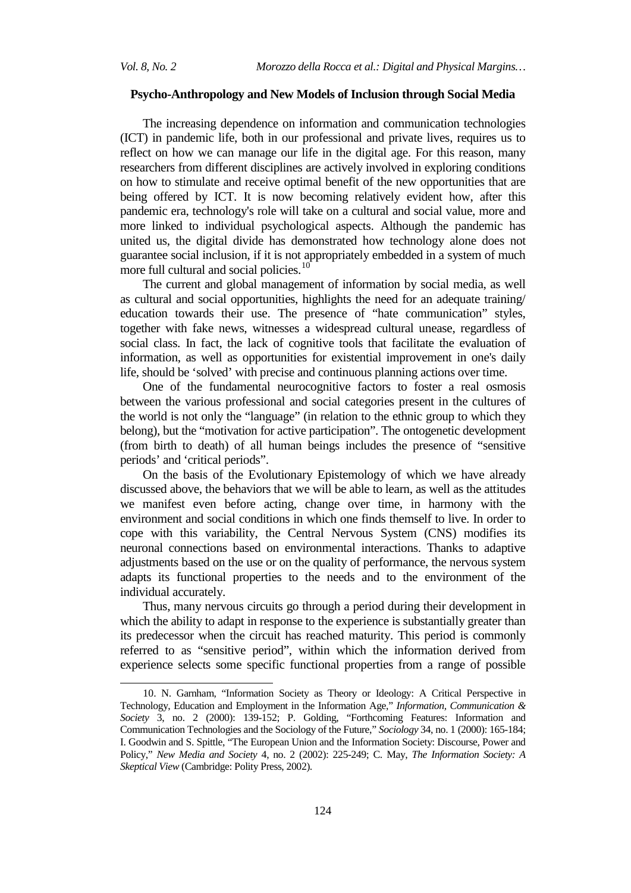**Psycho-Anthropology and New Models of Inclusion through Social Media**

The increasing dependence on information and communication technologies (ICT) in pandemic life, both in our professional and private lives, requires us to reflect on how we can manage our life in the digital age. For this reason, many researchers from different disciplines are actively involved in exploring conditions on how to stimulate and receive optimal benefit of the new opportunities that are being offered by ICT. It is now becoming relatively evident how, after this pandemic era, technology's role will take on a cultural and social value, more and more linked to individual psychological aspects. Although the pandemic has united us, the digital divide has demonstrated how technology alone does not guarantee social inclusion, if it is not appropriately embedded in a system of much more full cultural and social policies.[10]

The current and global management of information by social media, as well as cultural and social opportunities, highlights the need for an adequate training/ education towards their use. The presence of "hate communication" styles, together with fake news, witnesses a widespread cultural unease, regardless of social class. In fact, the lack of cognitive tools that facilitate the evaluation of information, as well as opportunities for existential improvement in one's daily life, should be 'solved' with precise and continuous planning actions over time.

One of the fundamental neurocognitive factors to foster a real osmosis between the various professional and social categories present in the cultures of the world is not only the "language" (in relation to the ethnic group to which they belong), but the "motivation for active participation". The ontogenetic development (from birth to death) of all human beings includes the presence of "sensitive periods' and 'critical periods".

On the basis of the Evolutionary Epistemology of which we have already discussed above, the behaviors that we will be able to learn, as well as the attitudes we manifest even before acting, change over time, in harmony with the environment and social conditions in which one finds themself to live. In order to cope with this variability, the Central Nervous System (CNS) modifies its neuronal connections based on environmental interactions. Thanks to adaptive adjustments based on the use or on the quality of performance, the nervous system adapts its functional properties to the needs and to the environment of the individual accurately.

Thus, many nervous circuits go through a period during their development in which the ability to adapt in response to the experience is substantially greater than its predecessor when the circuit has reached maturity. This period is commonly referred to as "sensitive period", within which the information derived from experience selects some specific functional properties from a range of possible

---

10. N. Garnham, "Information Society as Theory or Ideology: A Critical Perspective in Technology, Education and Employment in the Information Age," *Information, Communication & Society* 3, no. 2 (2000): 139-152; P. Golding, "Forthcoming Features: Information and Communication Technologies and the Sociology of the Future," *Sociology* 34, no. 1 (2000): 165-184; I. Goodwin and S. Spittle, "The European Union and the Information Society: Discourse, Power and Policy," *New Media and Society* 4, no. 2 (2002): 225-249; C. May, *The Information Society: A Skeptical View* (Cambridge: Polity Press, 2002).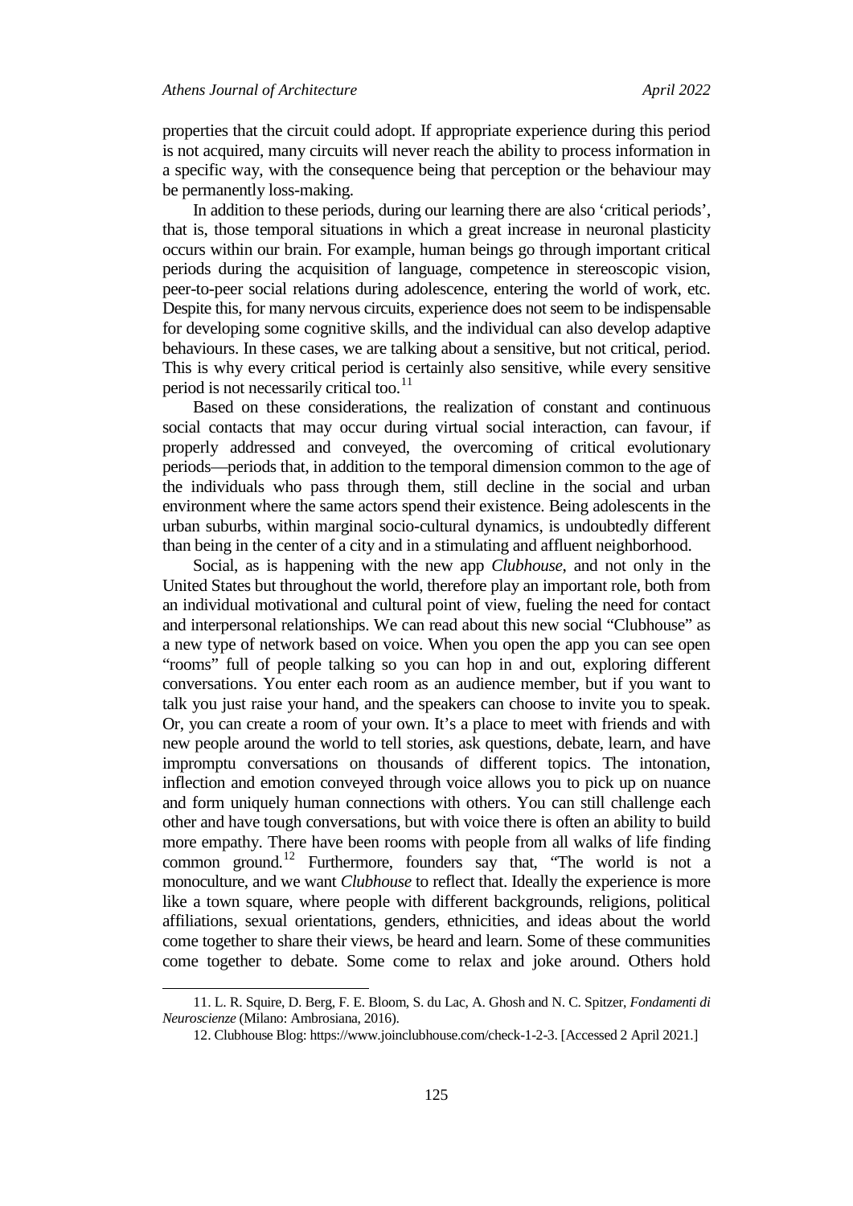properties that the circuit could adopt. If appropriate experience during this period is not acquired, many circuits will never reach the ability to process information in a specific way, with the consequence being that perception or the behaviour may be permanently loss-making.

In addition to these periods, during our learning there are also 'critical periods', that is, those temporal situations in which a great increase in neuronal plasticity occurs within our brain. For example, human beings go through important critical periods during the acquisition of language, competence in stereoscopic vision, peer-to-peer social relations during adolescence, entering the world of work, etc. Despite this, for many nervous circuits, experience does not seem to be indispensable for developing some cognitive skills, and the individual can also develop adaptive behaviours. In these cases, we are talking about a sensitive, but not critical, period. This is why every critical period is certainly also sensitive, while every sensitive period is not necessarily critical too.[11]

Based on these considerations, the realization of constant and continuous social contacts that may occur during virtual social interaction, can favour, if properly addressed and conveyed, the overcoming of critical evolutionary periods—periods that, in addition to the temporal dimension common to the age of the individuals who pass through them, still decline in the social and urban environment where the same actors spend their existence. Being adolescents in the urban suburbs, within marginal socio-cultural dynamics, is undoubtedly different than being in the center of a city and in a stimulating and affluent neighborhood.

Social, as is happening with the new app *Clubhouse*, and not only in the United States but throughout the world, therefore play an important role, both from an individual motivational and cultural point of view, fueling the need for contact and interpersonal relationships. We can read about this new social "Clubhouse" as a new type of network based on voice. When you open the app you can see open "rooms" full of people talking so you can hop in and out, exploring different conversations. You enter each room as an audience member, but if you want to talk you just raise your hand, and the speakers can choose to invite you to speak. Or, you can create a room of your own. It's a place to meet with friends and with new people around the world to tell stories, ask questions, debate, learn, and have impromptu conversations on thousands of different topics. The intonation, inflection and emotion conveyed through voice allows you to pick up on nuance and form uniquely human connections with others. You can still challenge each other and have tough conversations, but with voice there is often an ability to build more empathy. There have been rooms with people from all walks of life finding common ground.[12] Furthermore, founders say that, "The world is not a monoculture, and we want *Clubhouse* to reflect that. Ideally the experience is more like a town square, where people with different backgrounds, religions, political affiliations, sexual orientations, genders, ethnicities, and ideas about the world come together to share their views, be heard and learn. Some of these communities come together to debate. Some come to relax and joke around. Others hold

---

11. L. R. Squire, D. Berg, F. E. Bloom, S. du Lac, A. Ghosh and N. C. Spitzer, *Fondamenti di Neuroscienze* (Milano: Ambrosiana, 2016).

12. Clubhouse Blog: https://www.joinclubhouse.com/check-1-2-3. [Accessed 2 April 2021.]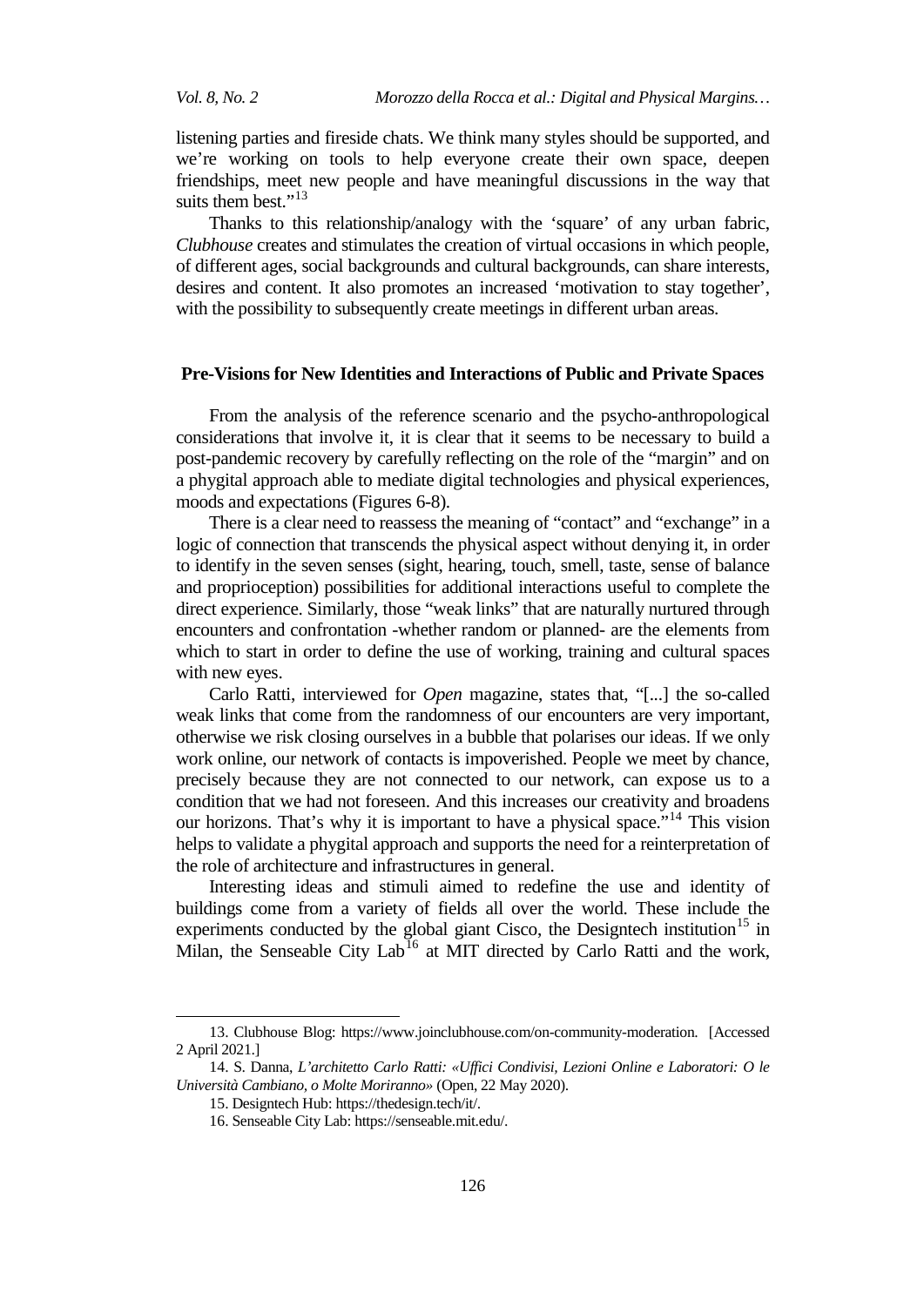listening parties and fireside chats. We think many styles should be supported, and we're working on tools to help everyone create their own space, deepen friendships, meet new people and have meaningful discussions in the way that suits them best."[13]

Thanks to this relationship/analogy with the 'square' of any urban fabric, *Clubhouse* creates and stimulates the creation of virtual occasions in which people, of different ages, social backgrounds and cultural backgrounds, can share interests, desires and content. It also promotes an increased 'motivation to stay together', with the possibility to subsequently create meetings in different urban areas.

## Pre-Visions for New Identities and Interactions of Public and Private Spaces

From the analysis of the reference scenario and the psycho-anthropological considerations that involve it, it is clear that it seems to be necessary to build a post-pandemic recovery by carefully reflecting on the role of the "margin" and on a phygital approach able to mediate digital technologies and physical experiences, moods and expectations (Figures 6-8).

There is a clear need to reassess the meaning of "contact" and "exchange" in a logic of connection that transcends the physical aspect without denying it, in order to identify in the seven senses (sight, hearing, touch, smell, taste, sense of balance and proprioception) possibilities for additional interactions useful to complete the direct experience. Similarly, those "weak links" that are naturally nurtured through encounters and confrontation -whether random or planned- are the elements from which to start in order to define the use of working, training and cultural spaces with new eyes.

Carlo Ratti, interviewed for *Open* magazine, states that, "[...] the so-called weak links that come from the randomness of our encounters are very important, otherwise we risk closing ourselves in a bubble that polarises our ideas. If we only work online, our network of contacts is impoverished. People we meet by chance, precisely because they are not connected to our network, can expose us to a condition that we had not foreseen. And this increases our creativity and broadens our horizons. That's why it is important to have a physical space."[14] This vision helps to validate a phygital approach and supports the need for a reinterpretation of the role of architecture and infrastructures in general.

Interesting ideas and stimuli aimed to redefine the use and identity of buildings come from a variety of fields all over the world. These include the experiments conducted by the global giant Cisco, the Designtech institution[15] in Milan, the Senseable City Lab[16] at MIT directed by Carlo Ratti and the work,

---

13. Clubhouse Blog: https://www.joinclubhouse.com/on-community-moderation. [Accessed 2 April 2021.]

14. S. Danna, *L'architetto Carlo Ratti: «Uffici Condivisi, Lezioni Online e Laboratori: O le Università Cambiano, o Molte Moriranno»* (Open, 22 May 2020).

15. Designtech Hub: https://thedesign.tech/it/.

16. Senseable City Lab: https://senseable.mit.edu/.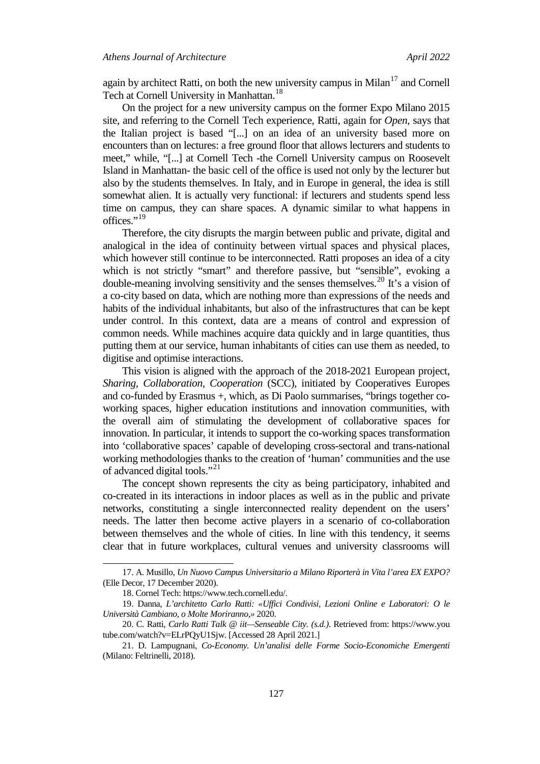again by architect Ratti, on both the new university campus in Milan[17] and Cornell Tech at Cornell University in Manhattan.[18]

On the project for a new university campus on the former Expo Milano 2015 site, and referring to the Cornell Tech experience, Ratti, again for *Open*, says that the Italian project is based "[...] on an idea of an university based more on encounters than on lectures: a free ground floor that allows lecturers and students to meet," while, "[...] at Cornell Tech -the Cornell University campus on Roosevelt Island in Manhattan- the basic cell of the office is used not only by the lecturer but also by the students themselves. In Italy, and in Europe in general, the idea is still somewhat alien. It is actually very functional: if lecturers and students spend less time on campus, they can share spaces. A dynamic similar to what happens in offices."[19]

Therefore, the city disrupts the margin between public and private, digital and analogical in the idea of continuity between virtual spaces and physical places, which however still continue to be interconnected. Ratti proposes an idea of a city which is not strictly "smart" and therefore passive, but "sensible", evoking a double-meaning involving sensitivity and the senses themselves.[20] It's a vision of a co-city based on data, which are nothing more than expressions of the needs and habits of the individual inhabitants, but also of the infrastructures that can be kept under control. In this context, data are a means of control and expression of common needs. While machines acquire data quickly and in large quantities, thus putting them at our service, human inhabitants of cities can use them as needed, to digitise and optimise interactions.

This vision is aligned with the approach of the 2018-2021 European project, *Sharing, Collaboration, Cooperation* (SCC), initiated by Cooperatives Europes and co-funded by Erasmus +, which, as Di Paolo summarises, "brings together co-working spaces, higher education institutions and innovation communities, with the overall aim of stimulating the development of collaborative spaces for innovation. In particular, it intends to support the co-working spaces transformation into 'collaborative spaces' capable of developing cross-sectoral and trans-national working methodologies thanks to the creation of 'human' communities and the use of advanced digital tools."[21]

The concept shown represents the city as being participatory, inhabited and co-created in its interactions in indoor places as well as in the public and private networks, constituting a single interconnected reality dependent on the users' needs. The latter then become active players in a scenario of co-collaboration between themselves and the whole of cities. In line with this tendency, it seems clear that in future workplaces, cultural venues and university classrooms will

---

17. A. Musillo, *Un Nuovo Campus Universitario a Milano Riporterà in Vita l'area EX EXPO?* (Elle Decor, 17 December 2020).

18. Cornel Tech: https://www.tech.cornell.edu/.

19. Danna, *L'architetto Carlo Ratti: «Uffici Condivisi, Lezioni Online e Laboratori: O le Università Cambiano, o Molte Moriranno,»* 2020.

20. C. Ratti, *Carlo Ratti Talk @ iit—Senseable City. (s.d.)*. Retrieved from: https://www.youtube.com/watch?v=ELrPQyU1Sjw. [Accessed 28 April 2021.]

21. D. Lampugnani, *Co-Economy. Un'analisi delle Forme Socio-Economiche Emergenti* (Milano: Feltrinelli, 2018).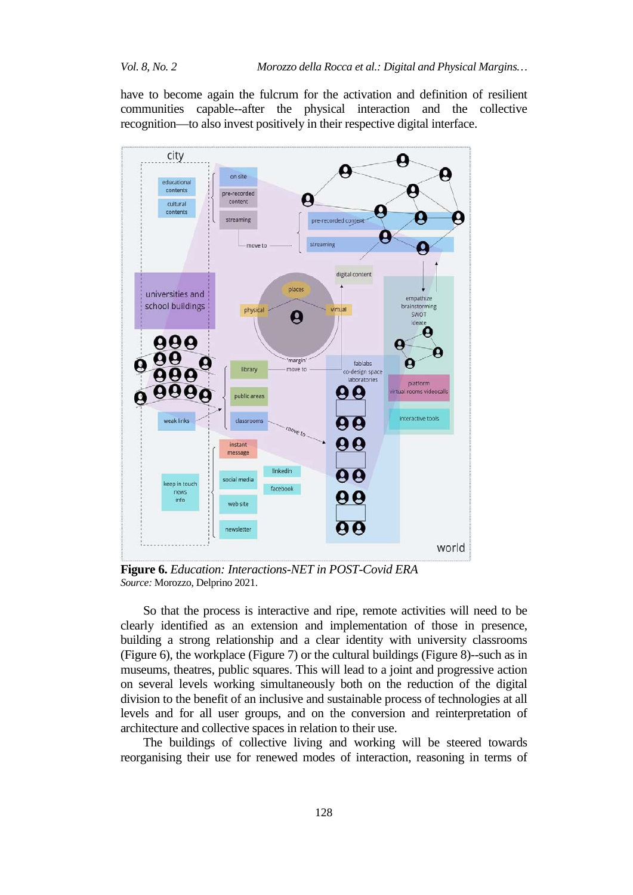have to become again the fulcrum for the activation and definition of resilient communities capable--after the physical interaction and the collective recognition—to also invest positively in their respective digital interface.

city

educational contents

cultural contents

on site

pre-recorded content

streaming

move to

pre-recorded content

streaming

universities and school buildings

places

physical

virtual

digital content

empathize brainstorming SWOT ideate

'margin' move to

library

public areas

classrooms

weak links

fablabs co-design space laboratories

platform virtual rooms videocalls

interactive tools

move to

instant message

social media

linkedin

facebook

keep in touch news info

web site

newsletter

world

**Figure 6.** *Education: Interactions-NET in POST-Covid ERA*
*Source:* Morozzo, Delprino 2021.

So that the process is interactive and ripe, remote activities will need to be clearly identified as an extension and implementation of those in presence, building a strong relationship and a clear identity with university classrooms (Figure 6), the workplace (Figure 7) or the cultural buildings (Figure 8)--such as in museums, theatres, public squares. This will lead to a joint and progressive action on several levels working simultaneously both on the reduction of the digital division to the benefit of an inclusive and sustainable process of technologies at all levels and for all user groups, and on the conversion and reinterpretation of architecture and collective spaces in relation to their use.

The buildings of collective living and working will be steered towards reorganising their use for renewed modes of interaction, reasoning in terms of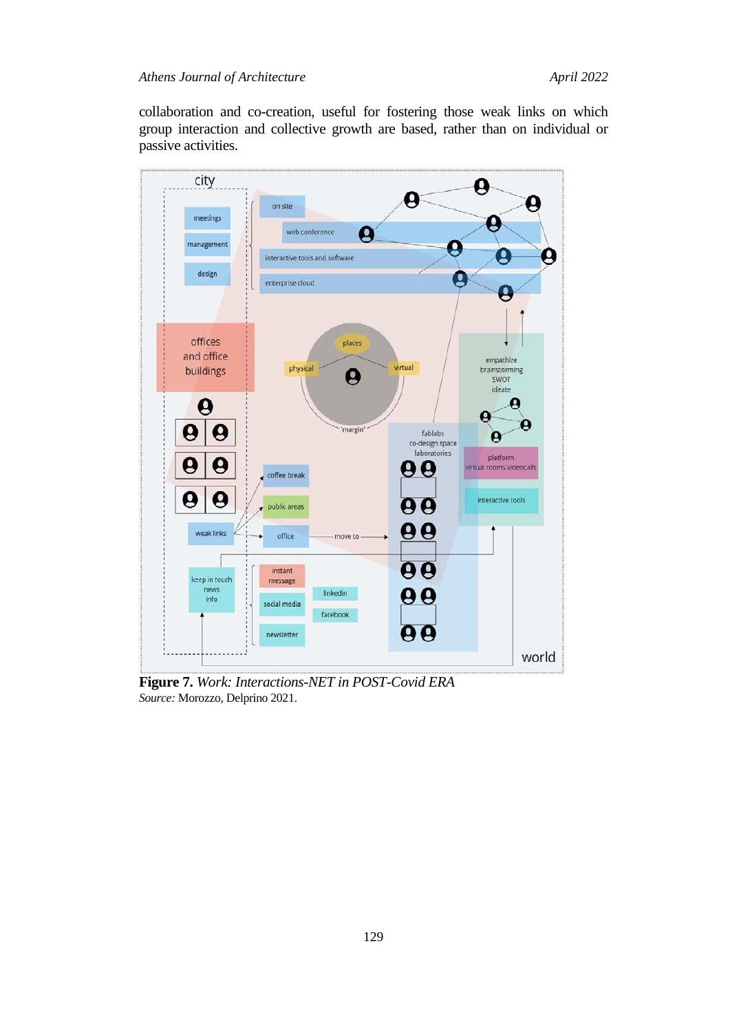collaboration and co-creation, useful for fostering those weak links on which group interaction and collective growth are based, rather than on individual or passive activities.

**Figure 7.** *Work: Interactions-NET in POST-Covid ERA*
*Source:* Morozzo, Delprino 2021.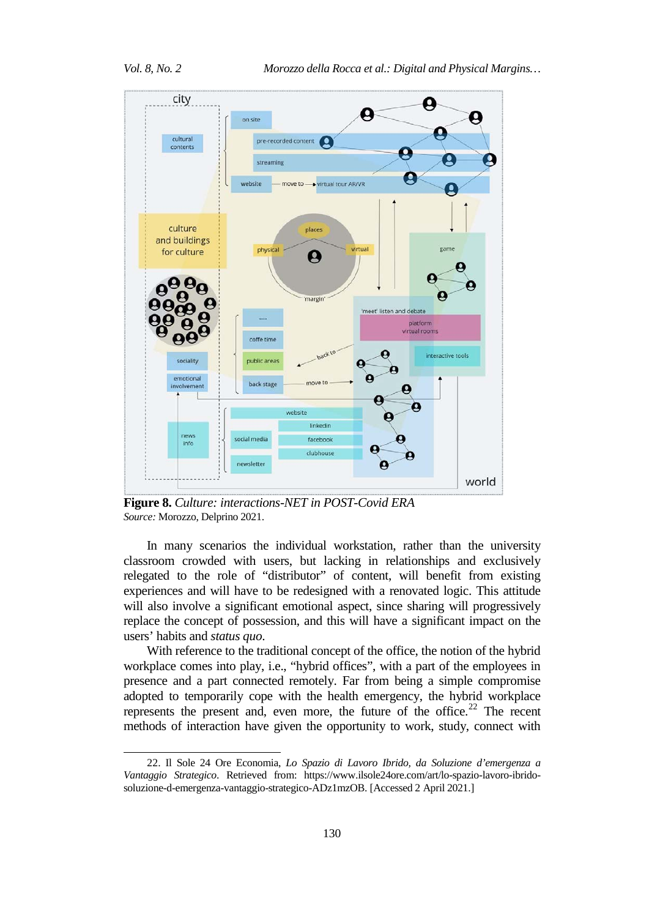city

cultural contents

on site

pre-recorded content

streaming

website — move to → virtual tour AR/VR

culture and buildings for culture

places

physical

virtual

'margin'

game

'meet' listen and debate

platform virtual rooms

interactive tools

sociality

emotional involvement

....

coffe time

public areas

back stage

back to

move to

news info

website

social media

linkedin

facebook

clubhouse

newsletter

world

**Figure 8.** *Culture: interactions-NET in POST-Covid ERA*
*Source:* Morozzo, Delprino 2021.

In many scenarios the individual workstation, rather than the university classroom crowded with users, but lacking in relationships and exclusively relegated to the role of "distributor" of content, will benefit from existing experiences and will have to be redesigned with a renovated logic. This attitude will also involve a significant emotional aspect, since sharing will progressively replace the concept of possession, and this will have a significant impact on the users' habits and *status quo*.

With reference to the traditional concept of the office, the notion of the hybrid workplace comes into play, i.e., "hybrid offices", with a part of the employees in presence and a part connected remotely. Far from being a simple compromise adopted to temporarily cope with the health emergency, the hybrid workplace represents the present and, even more, the future of the office.[22] The recent methods of interaction have given the opportunity to work, study, connect with

---

22. Il Sole 24 Ore Economia, *Lo Spazio di Lavoro Ibrido, da Soluzione d'emergenza a Vantaggio Strategico*. Retrieved from: https://www.ilsole24ore.com/art/lo-spazio-lavoro-ibrido-soluzione-d-emergenza-vantaggio-strategico-ADz1mzOB. [Accessed 2 April 2021.]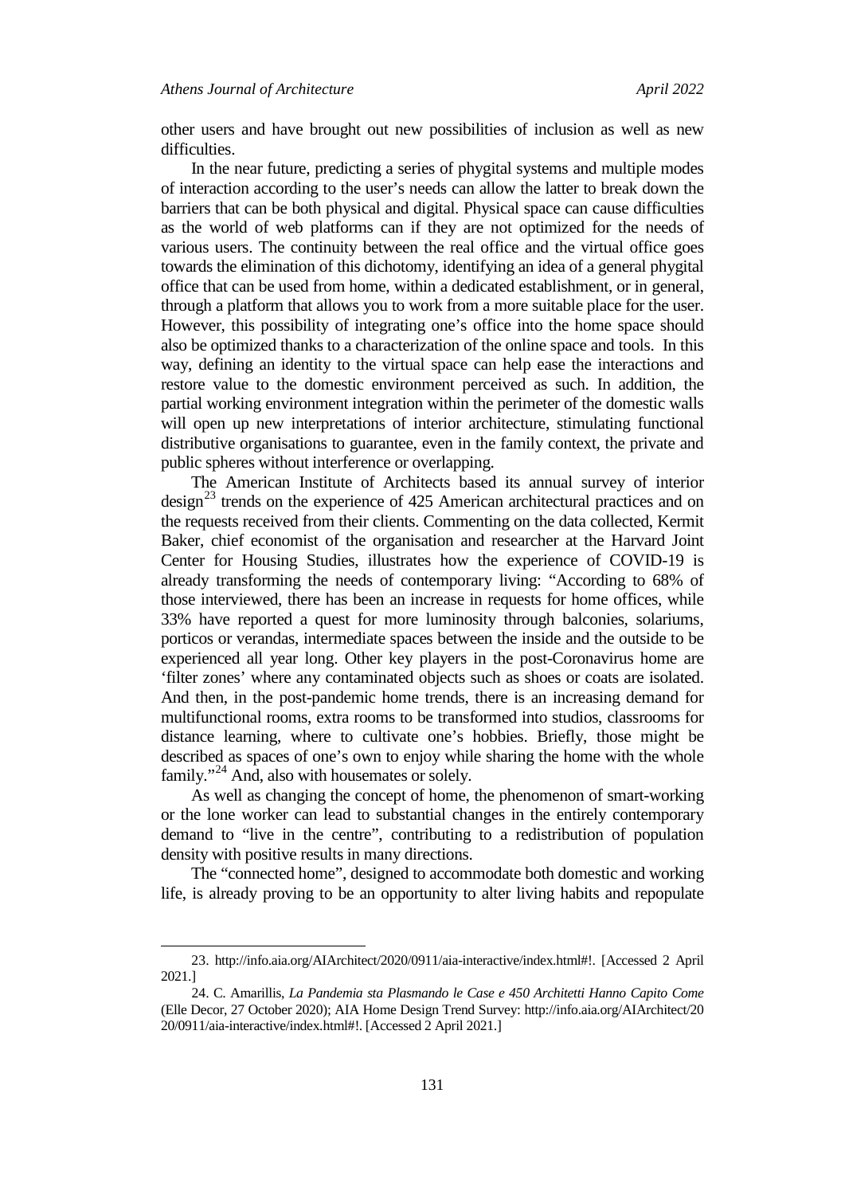other users and have brought out new possibilities of inclusion as well as new difficulties.

In the near future, predicting a series of phygital systems and multiple modes of interaction according to the user's needs can allow the latter to break down the barriers that can be both physical and digital. Physical space can cause difficulties as the world of web platforms can if they are not optimized for the needs of various users. The continuity between the real office and the virtual office goes towards the elimination of this dichotomy, identifying an idea of a general phygital office that can be used from home, within a dedicated establishment, or in general, through a platform that allows you to work from a more suitable place for the user. However, this possibility of integrating one's office into the home space should also be optimized thanks to a characterization of the online space and tools. In this way, defining an identity to the virtual space can help ease the interactions and restore value to the domestic environment perceived as such. In addition, the partial working environment integration within the perimeter of the domestic walls will open up new interpretations of interior architecture, stimulating functional distributive organisations to guarantee, even in the family context, the private and public spheres without interference or overlapping.

The American Institute of Architects based its annual survey of interior design[23] trends on the experience of 425 American architectural practices and on the requests received from their clients. Commenting on the data collected, Kermit Baker, chief economist of the organisation and researcher at the Harvard Joint Center for Housing Studies, illustrates how the experience of COVID-19 is already transforming the needs of contemporary living: "According to 68% of those interviewed, there has been an increase in requests for home offices, while 33% have reported a quest for more luminosity through balconies, solariums, porticos or verandas, intermediate spaces between the inside and the outside to be experienced all year long. Other key players in the post-Coronavirus home are 'filter zones' where any contaminated objects such as shoes or coats are isolated. And then, in the post-pandemic home trends, there is an increasing demand for multifunctional rooms, extra rooms to be transformed into studios, classrooms for distance learning, where to cultivate one's hobbies. Briefly, those might be described as spaces of one's own to enjoy while sharing the home with the whole family."[24] And, also with housemates or solely.

As well as changing the concept of home, the phenomenon of smart-working or the lone worker can lead to substantial changes in the entirely contemporary demand to "live in the centre", contributing to a redistribution of population density with positive results in many directions.

The "connected home", designed to accommodate both domestic and working life, is already proving to be an opportunity to alter living habits and repopulate

---

23. http://info.aia.org/AIArchitect/2020/0911/aia-interactive/index.html#!. [Accessed 2 April 2021.]

24. C. Amarillis, *La Pandemia sta Plasmando le Case e 450 Architetti Hanno Capito Come* (Elle Decor, 27 October 2020); AIA Home Design Trend Survey: http://info.aia.org/AIArchitect/2020/0911/aia-interactive/index.html#!. [Accessed 2 April 2021.]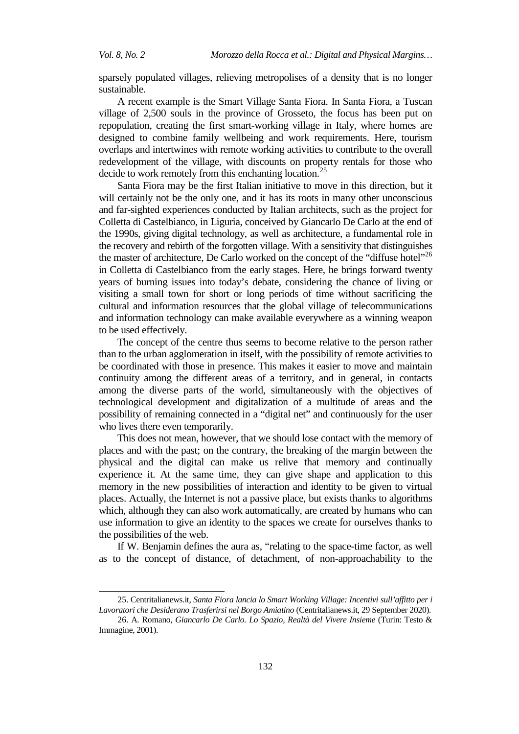sparsely populated villages, relieving metropolises of a density that is no longer sustainable.

A recent example is the Smart Village Santa Fiora. In Santa Fiora, a Tuscan village of 2,500 souls in the province of Grosseto, the focus has been put on repopulation, creating the first smart-working village in Italy, where homes are designed to combine family wellbeing and work requirements. Here, tourism overlaps and intertwines with remote working activities to contribute to the overall redevelopment of the village, with discounts on property rentals for those who decide to work remotely from this enchanting location.[25]

Santa Fiora may be the first Italian initiative to move in this direction, but it will certainly not be the only one, and it has its roots in many other unconscious and far-sighted experiences conducted by Italian architects, such as the project for Colletta di Castelbianco, in Liguria, conceived by Giancarlo De Carlo at the end of the 1990s, giving digital technology, as well as architecture, a fundamental role in the recovery and rebirth of the forgotten village. With a sensitivity that distinguishes the master of architecture, De Carlo worked on the concept of the "diffuse hotel"[26] in Colletta di Castelbianco from the early stages. Here, he brings forward twenty years of burning issues into today's debate, considering the chance of living or visiting a small town for short or long periods of time without sacrificing the cultural and information resources that the global village of telecommunications and information technology can make available everywhere as a winning weapon to be used effectively.

The concept of the centre thus seems to become relative to the person rather than to the urban agglomeration in itself, with the possibility of remote activities to be coordinated with those in presence. This makes it easier to move and maintain continuity among the different areas of a territory, and in general, in contacts among the diverse parts of the world, simultaneously with the objectives of technological development and digitalization of a multitude of areas and the possibility of remaining connected in a "digital net" and continuously for the user who lives there even temporarily.

This does not mean, however, that we should lose contact with the memory of places and with the past; on the contrary, the breaking of the margin between the physical and the digital can make us relive that memory and continually experience it. At the same time, they can give shape and application to this memory in the new possibilities of interaction and identity to be given to virtual places. Actually, the Internet is not a passive place, but exists thanks to algorithms which, although they can also work automatically, are created by humans who can use information to give an identity to the spaces we create for ourselves thanks to the possibilities of the web.

If W. Benjamin defines the aura as, "relating to the space-time factor, as well as to the concept of distance, of detachment, of non-approachability to the

25. Centritalianews.it, *Santa Fiora lancia lo Smart Working Village: Incentivi sull'affitto per i Lavoratori che Desiderano Trasferirsi nel Borgo Amiatino* (Centritalianews.it, 29 September 2020).

26. A. Romano, *Giancarlo De Carlo. Lo Spazio, Realtà del Vivere Insieme* (Turin: Testo & Immagine, 2001).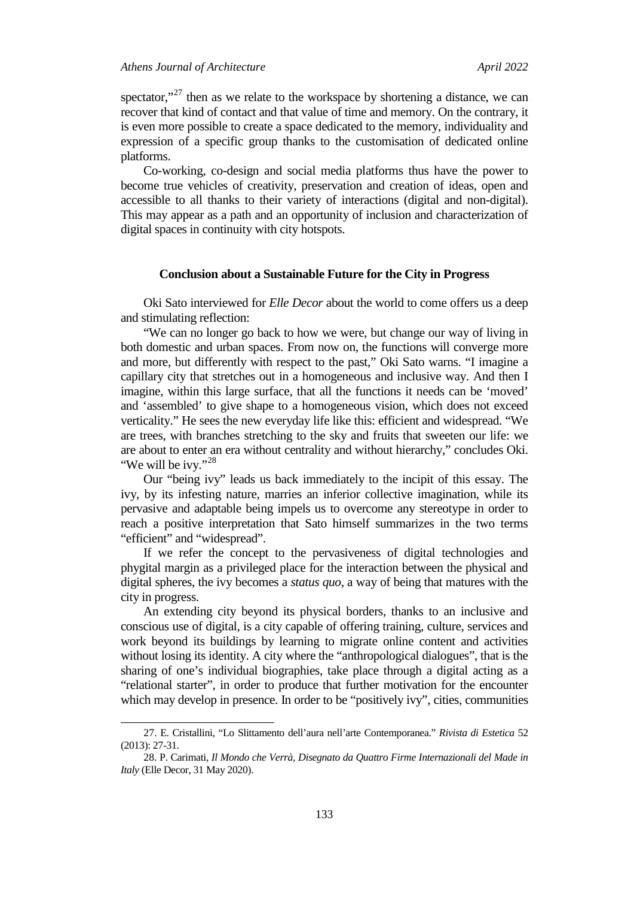spectator,"[27] then as we relate to the workspace by shortening a distance, we can recover that kind of contact and that value of time and memory. On the contrary, it is even more possible to create a space dedicated to the memory, individuality and expression of a specific group thanks to the customisation of dedicated online platforms.

Co-working, co-design and social media platforms thus have the power to become true vehicles of creativity, preservation and creation of ideas, open and accessible to all thanks to their variety of interactions (digital and non-digital). This may appear as a path and an opportunity of inclusion and characterization of digital spaces in continuity with city hotspots.

## Conclusion about a Sustainable Future for the City in Progress

Oki Sato interviewed for *Elle Decor* about the world to come offers us a deep and stimulating reflection:

"We can no longer go back to how we were, but change our way of living in both domestic and urban spaces. From now on, the functions will converge more and more, but differently with respect to the past," Oki Sato warns. "I imagine a capillary city that stretches out in a homogeneous and inclusive way. And then I imagine, within this large surface, that all the functions it needs can be 'moved' and 'assembled' to give shape to a homogeneous vision, which does not exceed verticality." He sees the new everyday life like this: efficient and widespread. "We are trees, with branches stretching to the sky and fruits that sweeten our life: we are about to enter an era without centrality and without hierarchy," concludes Oki. "We will be ivy."[28]

Our "being ivy" leads us back immediately to the incipit of this essay. The ivy, by its infesting nature, marries an inferior collective imagination, while its pervasive and adaptable being impels us to overcome any stereotype in order to reach a positive interpretation that Sato himself summarizes in the two terms "efficient" and "widespread".

If we refer the concept to the pervasiveness of digital technologies and phygital margin as a privileged place for the interaction between the physical and digital spheres, the ivy becomes a *status quo*, a way of being that matures with the city in progress.

An extending city beyond its physical borders, thanks to an inclusive and conscious use of digital, is a city capable of offering training, culture, services and work beyond its buildings by learning to migrate online content and activities without losing its identity. A city where the "anthropological dialogues", that is the sharing of one's individual biographies, take place through a digital acting as a "relational starter", in order to produce that further motivation for the encounter which may develop in presence. In order to be "positively ivy", cities, communities

---

27. E. Cristallini, "Lo Slittamento dell'aura nell'arte Contemporanea." *Rivista di Estetica* 52 (2013): 27-31.

28. P. Carimati, *Il Mondo che Verrà, Disegnato da Quattro Firme Internazionali del Made in Italy* (Elle Decor, 31 May 2020).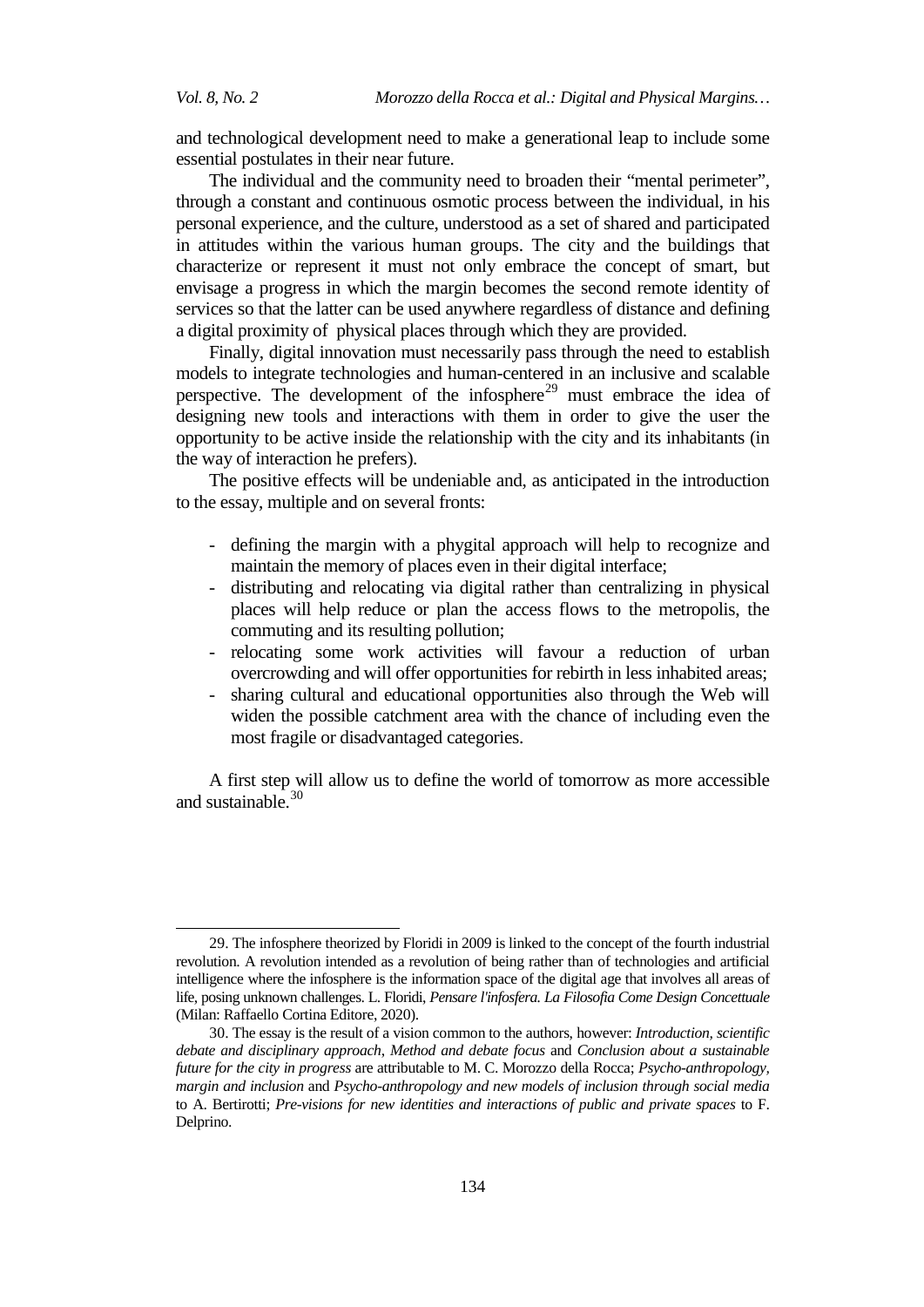and technological development need to make a generational leap to include some essential postulates in their near future.

The individual and the community need to broaden their "mental perimeter", through a constant and continuous osmotic process between the individual, in his personal experience, and the culture, understood as a set of shared and participated in attitudes within the various human groups. The city and the buildings that characterize or represent it must not only embrace the concept of smart, but envisage a progress in which the margin becomes the second remote identity of services so that the latter can be used anywhere regardless of distance and defining a digital proximity of physical places through which they are provided.

Finally, digital innovation must necessarily pass through the need to establish models to integrate technologies and human-centered in an inclusive and scalable perspective. The development of the infosphere[29] must embrace the idea of designing new tools and interactions with them in order to give the user the opportunity to be active inside the relationship with the city and its inhabitants (in the way of interaction he prefers).

The positive effects will be undeniable and, as anticipated in the introduction to the essay, multiple and on several fronts:

- defining the margin with a phygital approach will help to recognize and maintain the memory of places even in their digital interface;
- distributing and relocating via digital rather than centralizing in physical places will help reduce or plan the access flows to the metropolis, the commuting and its resulting pollution;
- relocating some work activities will favour a reduction of urban overcrowding and will offer opportunities for rebirth in less inhabited areas;
- sharing cultural and educational opportunities also through the Web will widen the possible catchment area with the chance of including even the most fragile or disadvantaged categories.

A first step will allow us to define the world of tomorrow as more accessible and sustainable.[30]

---

29. The infosphere theorized by Floridi in 2009 is linked to the concept of the fourth industrial revolution. A revolution intended as a revolution of being rather than of technologies and artificial intelligence where the infosphere is the information space of the digital age that involves all areas of life, posing unknown challenges. L. Floridi, *Pensare l'infosfera. La Filosofia Come Design Concettuale* (Milan: Raffaello Cortina Editore, 2020).

30. The essay is the result of a vision common to the authors, however: *Introduction, scientific debate and disciplinary approach*, *Method and debate focus* and *Conclusion about a sustainable future for the city in progress* are attributable to M. C. Morozzo della Rocca; *Psycho-anthropology, margin and inclusion* and *Psycho-anthropology and new models of inclusion through social media* to A. Bertirotti; *Pre-visions for new identities and interactions of public and private spaces* to F. Delprino.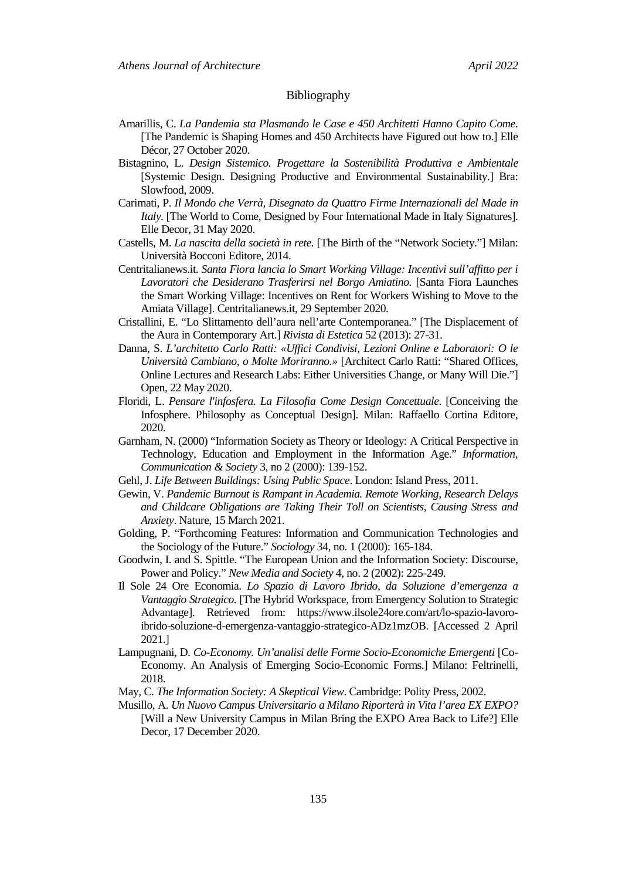## Bibliography

Amarillis, C. *La Pandemia sta Plasmando le Case e 450 Architetti Hanno Capito Come*. [The Pandemic is Shaping Homes and 450 Architects have Figured out how to.] Elle Décor, 27 October 2020.

Bistagnino, L. *Design Sistemico. Progettare la Sostenibilità Produttiva e Ambientale* [Systemic Design. Designing Productive and Environmental Sustainability.] Bra: Slowfood, 2009.

Carimati, P. *Il Mondo che Verrà, Disegnato da Quattro Firme Internazionali del Made in Italy*. [The World to Come, Designed by Four International Made in Italy Signatures]. Elle Decor, 31 May 2020.

Castells, M. *La nascita della società in rete.* [The Birth of the "Network Society."] Milan: Università Bocconi Editore, 2014.

Centritalianews.it. *Santa Fiora lancia lo Smart Working Village: Incentivi sull'affitto per i Lavoratori che Desiderano Trasferirsi nel Borgo Amiatino.* [Santa Fiora Launches the Smart Working Village: Incentives on Rent for Workers Wishing to Move to the Amiata Village]. Centritalianews.it, 29 September 2020.

Cristallini, E. "Lo Slittamento dell'aura nell'arte Contemporanea." [The Displacement of the Aura in Contemporary Art.] *Rivista di Estetica* 52 (2013): 27-31.

Danna, S. *L'architetto Carlo Ratti: «Uffici Condivisi, Lezioni Online e Laboratori: O le Università Cambiano, o Molte Moriranno.»* [Architect Carlo Ratti: "Shared Offices, Online Lectures and Research Labs: Either Universities Change, or Many Will Die."] Open, 22 May 2020.

Floridi, L. *Pensare l'infosfera. La Filosofia Come Design Concettuale*. [Conceiving the Infosphere. Philosophy as Conceptual Design]. Milan: Raffaello Cortina Editore, 2020.

Garnham, N. (2000) "Information Society as Theory or Ideology: A Critical Perspective in Technology, Education and Employment in the Information Age." *Information, Communication & Society* 3, no 2 (2000): 139-152.

Gehl, J. *Life Between Buildings: Using Public Space*. London: Island Press, 2011.

Gewin, V. *Pandemic Burnout is Rampant in Academia. Remote Working, Research Delays and Childcare Obligations are Taking Their Toll on Scientists, Causing Stress and Anxiety*. Nature, 15 March 2021.

Golding, P. "Forthcoming Features: Information and Communication Technologies and the Sociology of the Future." *Sociology* 34, no. 1 (2000): 165-184.

Goodwin, I. and S. Spittle. "The European Union and the Information Society: Discourse, Power and Policy." *New Media and Society* 4, no. 2 (2002): 225-249.

Il Sole 24 Ore Economia. *Lo Spazio di Lavoro Ibrido, da Soluzione d'emergenza a Vantaggio Strategico.* [The Hybrid Workspace, from Emergency Solution to Strategic Advantage]. Retrieved from: https://www.ilsole24ore.com/art/lo-spazio-lavoro-ibrido-soluzione-d-emergenza-vantaggio-strategico-ADz1mzOB. [Accessed 2 April 2021.]

Lampugnani, D. *Co-Economy. Un'analisi delle Forme Socio-Economiche Emergenti* [Co-Economy. An Analysis of Emerging Socio-Economic Forms.] Milano: Feltrinelli, 2018.

May, C. *The Information Society: A Skeptical View*. Cambridge: Polity Press, 2002.

Musillo, A. *Un Nuovo Campus Universitario a Milano Riporterà in Vita l'area EX EXPO?* [Will a New University Campus in Milan Bring the EXPO Area Back to Life?] Elle Decor, 17 December 2020.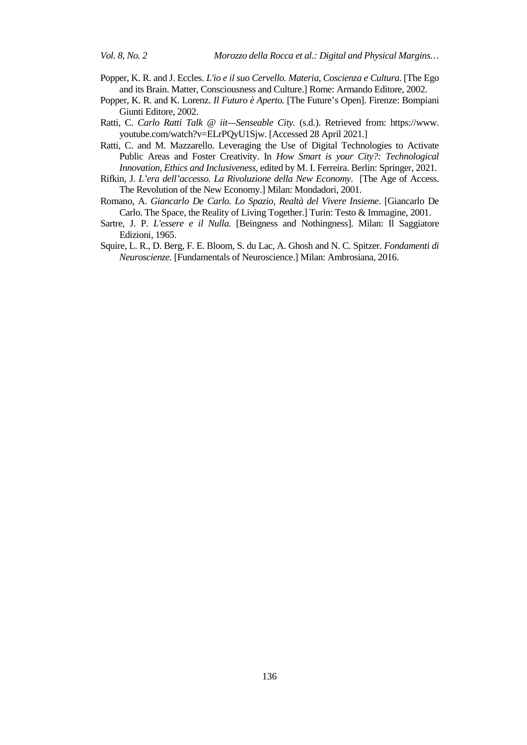Popper, K. R. and J. Eccles. *L'io e il suo Cervello. Materia, Coscienza e Cultura*. [The Ego and its Brain. Matter, Consciousness and Culture.] Rome: Armando Editore, 2002.

Popper, K. R. and K. Lorenz. *Il Futuro è Aperto.* [The Future's Open]. Firenze: Bompiani Giunti Editore, 2002.

Ratti, C. *Carlo Ratti Talk @ iit—Senseable City*. (s.d.). Retrieved from: https://www.youtube.com/watch?v=ELrPQyU1Sjw. [Accessed 28 April 2021.]

Ratti, C. and M. Mazzarello. Leveraging the Use of Digital Technologies to Activate Public Areas and Foster Creativity. In *How Smart is your City?: Technological Innovation, Ethics and Inclusiveness*, edited by M. I. Ferreira. Berlin: Springer, 2021.

Rifkin, J. *L'era dell'accesso. La Rivoluzione della New Economy*. [The Age of Access. The Revolution of the New Economy.] Milan: Mondadori, 2001.

Romano, A. *Giancarlo De Carlo. Lo Spazio, Realtà del Vivere Insieme*. [Giancarlo De Carlo. The Space, the Reality of Living Together.] Turin: Testo & Immagine, 2001.

Sartre, J. P. *L'essere e il Nulla.* [Beingness and Nothingness]. Milan: Il Saggiatore Edizioni, 1965.

Squire, L. R., D. Berg, F. E. Bloom, S. du Lac, A. Ghosh and N. C. Spitzer. *Fondamenti di Neuroscienze.* [Fundamentals of Neuroscience.] Milan: Ambrosiana, 2016.